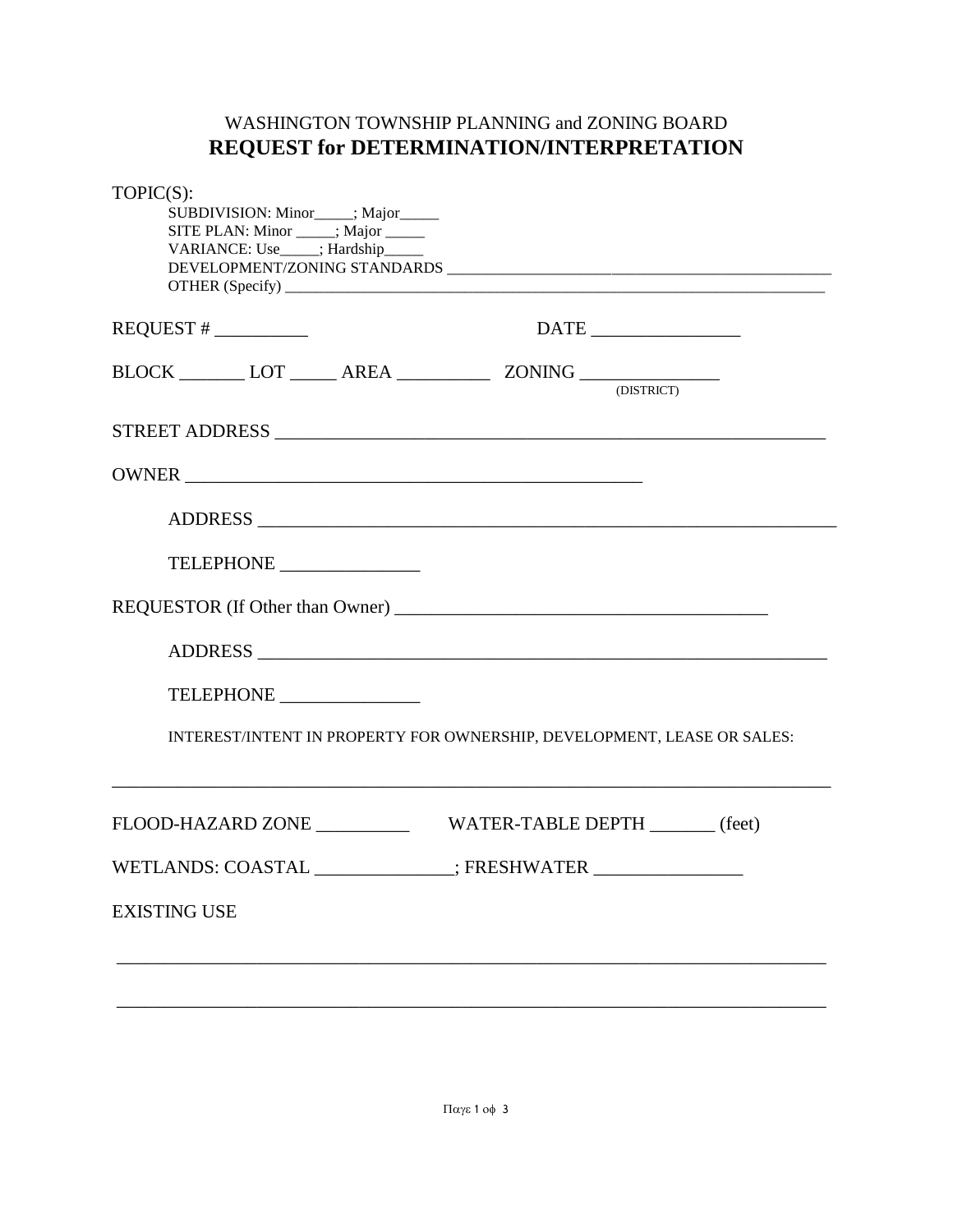WASHINGTON TOWNSHIP PLANNING and ZONING BOARD

# REQUEST for DETERMINATION/INTERPRETATION

TOPIC(S):

SUBDIVISION: Minor_____; Major_____

SITE PLAN: Minor _____; Major _____

VARIANCE: Use_____; Hardship_____

DEVELOPMENT/ZONING STANDARDS ___________________________________________________

OTHER (Specify) ___________________________________________________________________________

REQUEST # __________ DATE ________________

BLOCK _______ LOT _____ AREA __________ ZONING _______________ (DISTRICT)

STREET ADDRESS _____________________________________________________________

OWNER ___________________________________________________

ADDRESS ______________________________________________________________

TELEPHONE _______________

REQUESTOR (If Other than Owner) ________________________________________

ADDRESS ______________________________________________________________

TELEPHONE _______________

INTEREST/INTENT IN PROPERTY FOR OWNERSHIP, DEVELOPMENT, LEASE OR SALES:

________________________________________________________________________________

FLOOD-HAZARD ZONE __________ WATER-TABLE DEPTH _______ (feet)

WETLANDS: COASTAL _______________; FRESHWATER ________________

EXISTING USE

________________________________________________________________________________

________________________________________________________________________________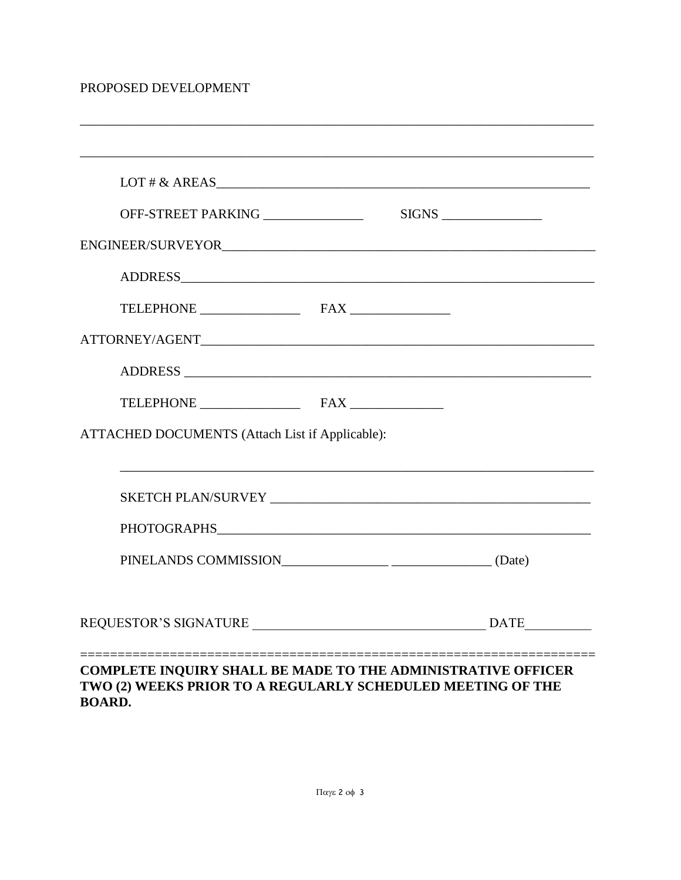PROPOSED DEVELOPMENT

_______________________________________________________________________________

_______________________________________________________________________________

LOT # & AREAS_________________________________________________________

OFF-STREET PARKING ______________ SIGNS ______________

ENGINEER/SURVEYOR________________________________________________________

ADDRESS______________________________________________________________

TELEPHONE ______________ FAX ______________

ATTORNEY/AGENT__________________________________________________________

ADDRESS ______________________________________________________________

TELEPHONE ______________ FAX _____________

ATTACHED DOCUMENTS (Attach List if Applicable):

_______________________________________________________________________

SKETCH PLAN/SURVEY ______________________________________________

PHOTOGRAPHS_________________________________________________________

PINELANDS COMMISSION_______________ ______________ (Date)

REQUESTOR'S SIGNATURE _________________________________ DATE_________

==================================================================

**COMPLETE INQUIRY SHALL BE MADE TO THE ADMINISTRATIVE OFFICER TWO (2) WEEKS PRIOR TO A REGULARLY SCHEDULED MEETING OF THE BOARD.**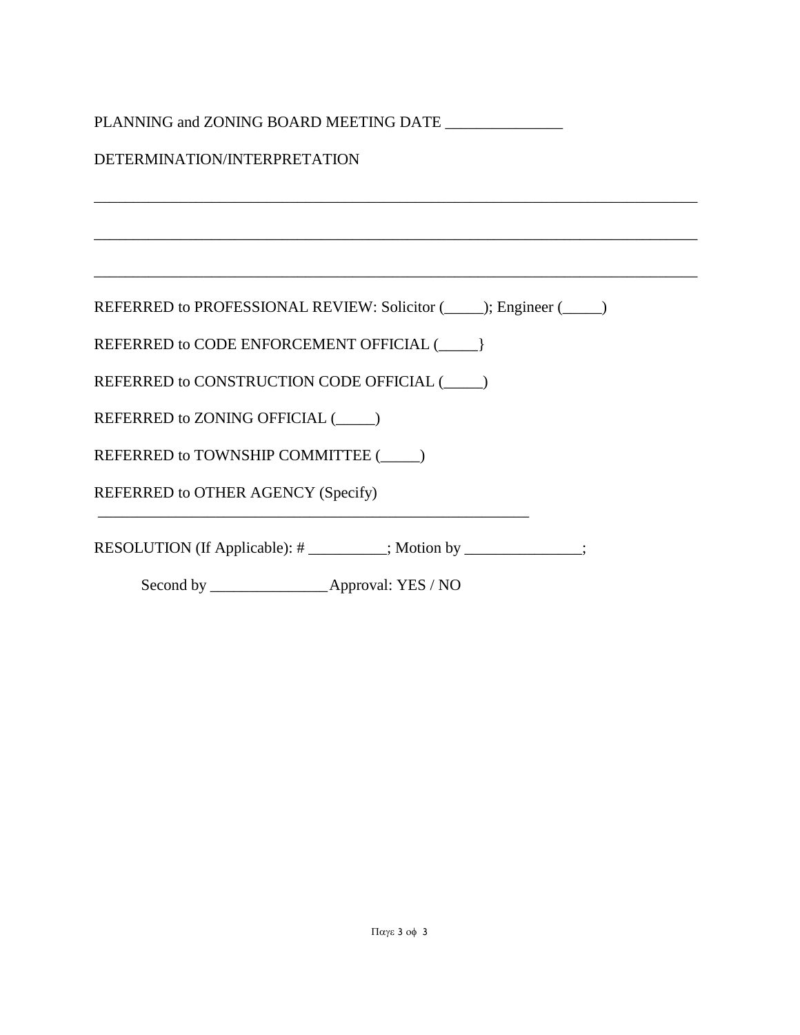PLANNING and ZONING BOARD MEETING DATE _______________

DETERMINATION/INTERPRETATION

_______________________________________________________________________________

_______________________________________________________________________________

_______________________________________________________________________________

REFERRED to PROFESSIONAL REVIEW: Solicitor (_____); Engineer (_____)

REFERRED to CODE ENFORCEMENT OFFICIAL (_____}

REFERRED to CONSTRUCTION CODE OFFICIAL (_____)

REFERRED to ZONING OFFICIAL (_____)

REFERRED to TOWNSHIP COMMITTEE (_____)

REFERRED to OTHER AGENCY (Specify)

_________________________________________________________

RESOLUTION (If Applicable): # __________; Motion by _______________;

Second by _______________ Approval: YES / NO